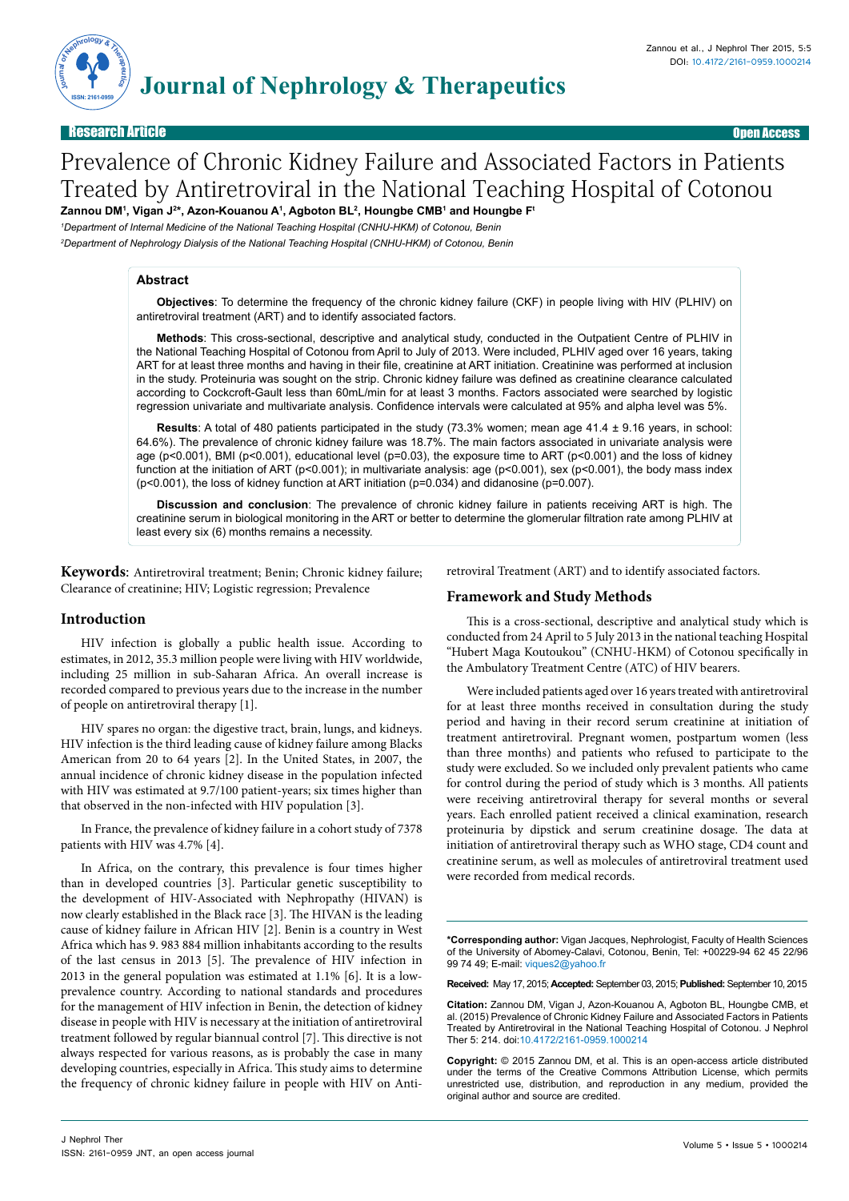Research Article

Open Access

# Prevalence of Chronic Kidney Failure and Associated Factors in Patients Treated by Antiretroviral in the National Teaching Hospital of Cotonou

**Zannou DM[1], Vigan J[2]*, Azon-Kouanou A[1], Agboton BL[2], Houngbe CMB[1] and Houngbe F[1]**

[1]Department of Internal Medicine of the National Teaching Hospital (CNHU-HKM) of Cotonou, Benin

[2]Department of Nephrology Dialysis of the National Teaching Hospital (CNHU-HKM) of Cotonou, Benin

## Abstract

**Objectives**: To determine the frequency of the chronic kidney failure (CKF) in people living with HIV (PLHIV) on antiretroviral treatment (ART) and to identify associated factors.

**Methods**: This cross-sectional, descriptive and analytical study, conducted in the Outpatient Centre of PLHIV in the National Teaching Hospital of Cotonou from April to July of 2013. Were included, PLHIV aged over 16 years, taking ART for at least three months and having in their file, creatinine at ART initiation. Creatinine was performed at inclusion in the study. Proteinuria was sought on the strip. Chronic kidney failure was defined as creatinine clearance calculated according to Cockcroft-Gault less than 60mL/min for at least 3 months. Factors associated were searched by logistic regression univariate and multivariate analysis. Confidence intervals were calculated at 95% and alpha level was 5%.

**Results**: A total of 480 patients participated in the study (73.3% women; mean age 41.4 ± 9.16 years, in school: 64.6%). The prevalence of chronic kidney failure was 18.7%. The main factors associated in univariate analysis were age ($p<0.001$), BMI ($p<0.001$), educational level ($p=0.03$), the exposure time to ART ($p<0.001$) and the loss of kidney function at the initiation of ART ($p<0.001$); in multivariate analysis: age ($p<0.001$), sex ($p<0.001$), the body mass index ($p<0.001$), the loss of kidney function at ART initiation ($p=0.034$) and didanosine ($p=0.007$).

**Discussion and conclusion**: The prevalence of chronic kidney failure in patients receiving ART is high. The creatinine serum in biological monitoring in the ART or better to determine the glomerular filtration rate among PLHIV at least every six (6) months remains a necessity.

**Keywords**: Antiretroviral treatment; Benin; Chronic kidney failure; Clearance of creatinine; HIV; Logistic regression; Prevalence

## Introduction

HIV infection is globally a public health issue. According to estimates, in 2012, 35.3 million people were living with HIV worldwide, including 25 million in sub-Saharan Africa. An overall increase is recorded compared to previous years due to the increase in the number of people on antiretroviral therapy [1].

HIV spares no organ: the digestive tract, brain, lungs, and kidneys. HIV infection is the third leading cause of kidney failure among Blacks American from 20 to 64 years [2]. In the United States, in 2007, the annual incidence of chronic kidney disease in the population infected with HIV was estimated at 9.7/100 patient-years; six times higher than that observed in the non-infected with HIV population [3].

In France, the prevalence of kidney failure in a cohort study of 7378 patients with HIV was 4.7% [4].

In Africa, on the contrary, this prevalence is four times higher than in developed countries [3]. Particular genetic susceptibility to the development of HIV-Associated with Nephropathy (HIVAN) is now clearly established in the Black race [3]. The HIVAN is the leading cause of kidney failure in African HIV [2]. Benin is a country in West Africa which has 9. 983 884 million inhabitants according to the results of the last census in 2013 [5]. The prevalence of HIV infection in 2013 in the general population was estimated at 1.1% [6]. It is a low-prevalence country. According to national standards and procedures for the management of HIV infection in Benin, the detection of kidney disease in people with HIV is necessary at the initiation of antiretroviral treatment followed by regular biannual control [7]. This directive is not always respected for various reasons, as is probably the case in many developing countries, especially in Africa. This study aims to determine the frequency of chronic kidney failure in people with HIV on Antiretroviral Treatment (ART) and to identify associated factors.

## Framework and Study Methods

This is a cross-sectional, descriptive and analytical study which is conducted from 24 April to 5 July 2013 in the national teaching Hospital "Hubert Maga Koutoukou" (CNHU-HKM) of Cotonou specifically in the Ambulatory Treatment Centre (ATC) of HIV bearers.

Were included patients aged over 16 years treated with antiretroviral for at least three months received in consultation during the study period and having in their record serum creatinine at initiation of treatment antiretroviral. Pregnant women, postpartum women (less than three months) and patients who refused to participate to the study were excluded. So we included only prevalent patients who came for control during the period of study which is 3 months. All patients were receiving antiretroviral therapy for several months or several years. Each enrolled patient received a clinical examination, research proteinuria by dipstick and serum creatinine dosage. The data at initiation of antiretroviral therapy such as WHO stage, CD4 count and creatinine serum, as well as molecules of antiretroviral treatment used were recorded from medical records.

**\*Corresponding author:** Vigan Jacques, Nephrologist, Faculty of Health Sciences of the University of Abomey-Calavi, Cotonou, Benin, Tel: +00229-94 62 45 22/96 99 74 49; E-mail: viques2@yahoo.fr

**Received:** May 17, 2015; **Accepted:** September 03, 2015; **Published:** September 10, 2015

**Citation:** Zannou DM, Vigan J, Azon-Kouanou A, Agboton BL, Houngbe CMB, et al. (2015) Prevalence of Chronic Kidney Failure and Associated Factors in Patients Treated by Antiretroviral in the National Teaching Hospital of Cotonou. J Nephrol Ther 5: 214. doi:10.4172/2161-0959.1000214

**Copyright:** © 2015 Zannou DM, et al. This is an open-access article distributed under the terms of the Creative Commons Attribution License, which permits unrestricted use, distribution, and reproduction in any medium, provided the original author and source are credited.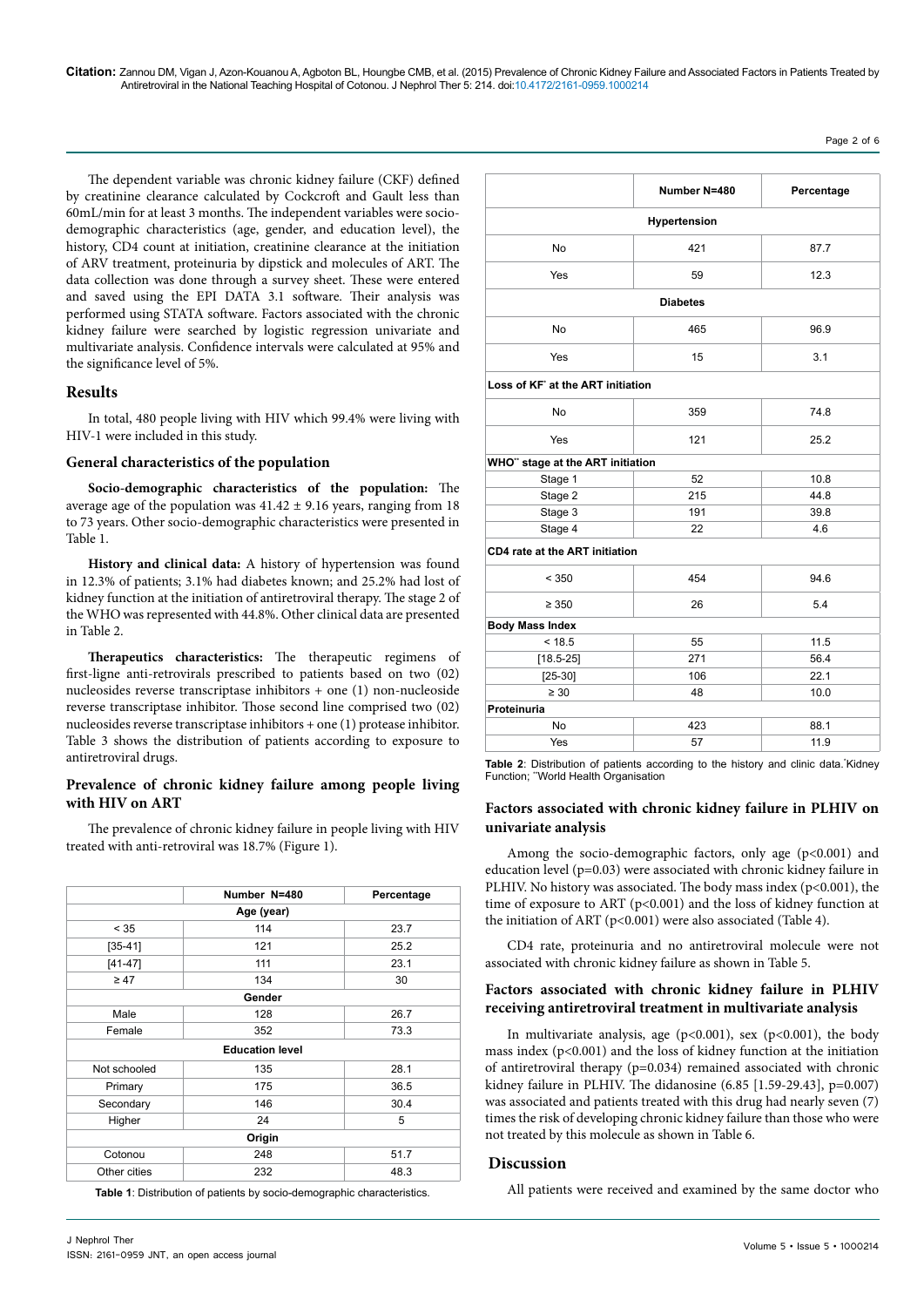The dependent variable was chronic kidney failure (CKF) defined by creatinine clearance calculated by Cockcroft and Gault less than 60mL/min for at least 3 months. The independent variables were socio-demographic characteristics (age, gender, and education level), the history, CD4 count at initiation, creatinine clearance at the initiation of ARV treatment, proteinuria by dipstick and molecules of ART. The data collection was done through a survey sheet. These were entered and saved using the EPI DATA 3.1 software. Their analysis was performed using STATA software. Factors associated with the chronic kidney failure were searched by logistic regression univariate and multivariate analysis. Confidence intervals were calculated at 95% and the significance level of 5%.

## Results

In total, 480 people living with HIV which 99.4% were living with HIV-1 were included in this study.

### General characteristics of the population

**Socio-demographic characteristics of the population:** The average age of the population was 41.42 ± 9.16 years, ranging from 18 to 73 years. Other socio-demographic characteristics were presented in Table 1.

**History and clinical data:** A history of hypertension was found in 12.3% of patients; 3.1% had diabetes known; and 25.2% had lost of kidney function at the initiation of antiretroviral therapy. The stage 2 of the WHO was represented with 44.8%. Other clinical data are presented in Table 2.

**Therapeutics characteristics:** The therapeutic regimens of first-ligne anti-retrovirals prescribed to patients based on two (02) nucleosides reverse transcriptase inhibitors + one (1) non-nucleoside reverse transcriptase inhibitor. Those second line comprised two (02) nucleosides reverse transcriptase inhibitors + one (1) protease inhibitor. Table 3 shows the distribution of patients according to exposure to antiretroviral drugs.

### Prevalence of chronic kidney failure among people living with HIV on ART

The prevalence of chronic kidney failure in people living with HIV treated with anti-retroviral was 18.7% (Figure 1).

| | Number N=480 | Percentage |
|---|---|---|
| **Age (year)** | | |
| < 35 | 114 | 23.7 |
| [35-41] | 121 | 25.2 |
| [41-47] | 111 | 23.1 |
| ≥ 47 | 134 | 30 |
| **Gender** | | |
| Male | 128 | 26.7 |
| Female | 352 | 73.3 |
| **Education level** | | |
| Not schooled | 135 | 28.1 |
| Primary | 175 | 36.5 |
| Secondary | 146 | 30.4 |
| Higher | 24 | 5 |
| **Origin** | | |
| Cotonou | 248 | 51.7 |
| Other cities | 232 | 48.3 |

**Table 1**: Distribution of patients by socio-demographic characteristics.

| | Number N=480 | Percentage |
|---|---|---|
| **Hypertension** | | |
| No | 421 | 87.7 |
| Yes | 59 | 12.3 |
| **Diabetes** | | |
| No | 465 | 96.9 |
| Yes | 15 | 3.1 |
| **Loss of KF* at the ART initiation** | | |
| No | 359 | 74.8 |
| Yes | 121 | 25.2 |
| **WHO** stage at the ART initiation** | | |
| Stage 1 | 52 | 10.8 |
| Stage 2 | 215 | 44.8 |
| Stage 3 | 191 | 39.8 |
| Stage 4 | 22 | 4.6 |
| **CD4 rate at the ART initiation** | | |
| < 350 | 454 | 94.6 |
| ≥ 350 | 26 | 5.4 |
| **Body Mass Index** | | |
| < 18.5 | 55 | 11.5 |
| [18.5-25] | 271 | 56.4 |
| [25-30] | 106 | 22.1 |
| ≥ 30 | 48 | 10.0 |
| **Proteinuria** | | |
| No | 423 | 88.1 |
| Yes | 57 | 11.9 |

**Table 2**: Distribution of patients according to the history and clinic data. *Kidney Function; **World Health Organisation

### Factors associated with chronic kidney failure in PLHIV on univariate analysis

Among the socio-demographic factors, only age (p<0.001) and education level (p=0.03) were associated with chronic kidney failure in PLHIV. No history was associated. The body mass index (p<0.001), the time of exposure to ART (p<0.001) and the loss of kidney function at the initiation of ART (p<0.001) were also associated (Table 4).

CD4 rate, proteinuria and no antiretroviral molecule were not associated with chronic kidney failure as shown in Table 5.

### Factors associated with chronic kidney failure in PLHIV receiving antiretroviral treatment in multivariate analysis

In multivariate analysis, age (p<0.001), sex (p<0.001), the body mass index (p<0.001) and the loss of kidney function at the initiation of antiretroviral therapy (p=0.034) remained associated with chronic kidney failure in PLHIV. The didanosine (6.85 [1.59-29.43], p=0.007) was associated and patients treated with this drug had nearly seven (7) times the risk of developing chronic kidney failure than those who were not treated by this molecule as shown in Table 6.

## Discussion

All patients were received and examined by the same doctor who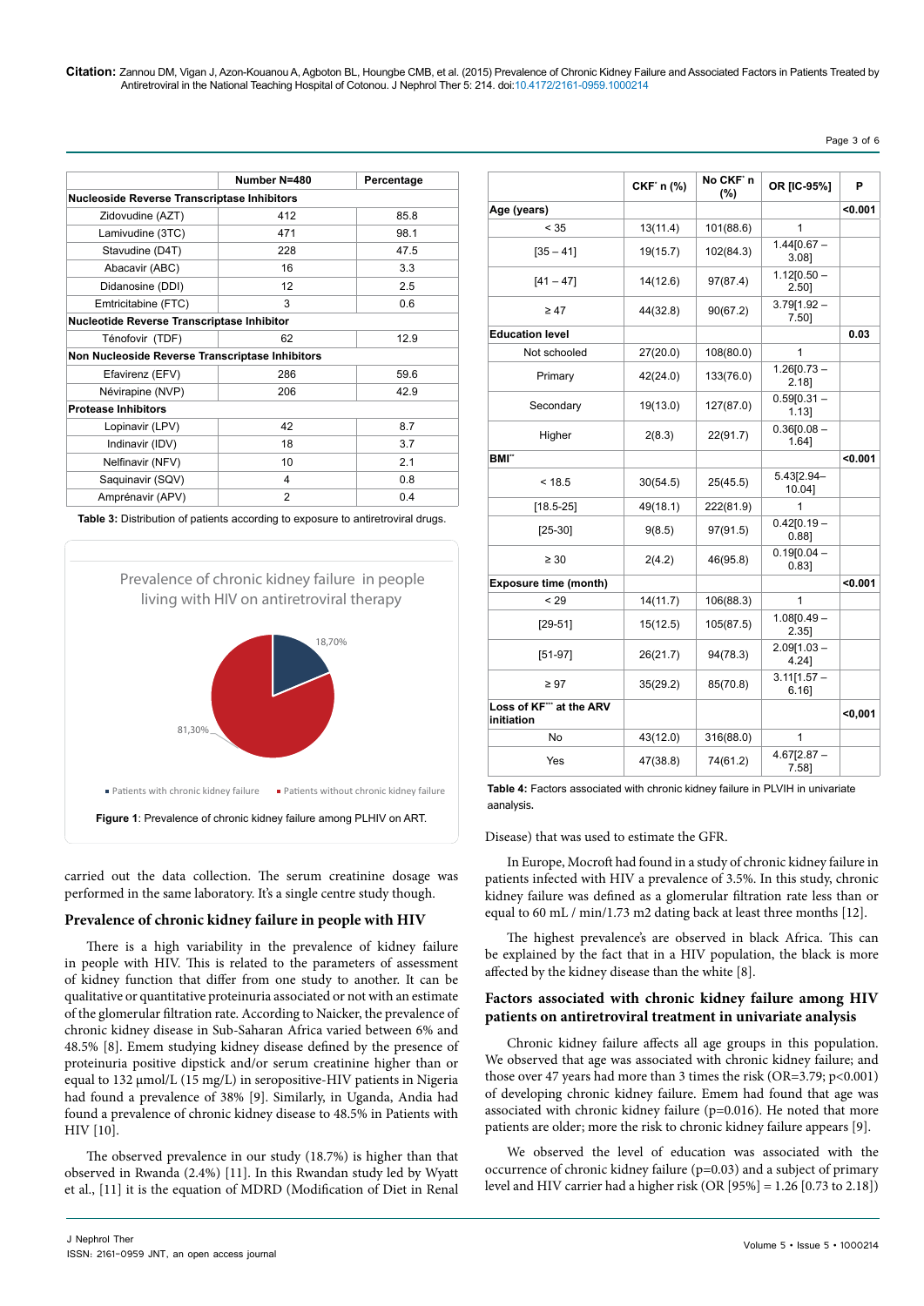| | Number N=480 | Percentage |
|---|---|---|
| **Nucleoside Reverse Transcriptase Inhibitors** | | |
| Zidovudine (AZT) | 412 | 85.8 |
| Lamivudine (3TC) | 471 | 98.1 |
| Stavudine (D4T) | 228 | 47.5 |
| Abacavir (ABC) | 16 | 3.3 |
| Didanosine (DDI) | 12 | 2.5 |
| Emtricitabine (FTC) | 3 | 0.6 |
| **Nucleotide Reverse Transcriptase Inhibitor** | | |
| Ténofovir (TDF) | 62 | 12.9 |
| **Non Nucleoside Reverse Transcriptase Inhibitors** | | |
| Efavirenz (EFV) | 286 | 59.6 |
| Névirapine (NVP) | 206 | 42.9 |
| **Protease Inhibitors** | | |
| Lopinavir (LPV) | 42 | 8.7 |
| Indinavir (IDV) | 18 | 3.7 |
| Nelfinavir (NFV) | 10 | 2.1 |
| Saquinavir (SQV) | 4 | 0.8 |
| Amprénavir (APV) | 2 | 0.4 |

**Table 3:** Distribution of patients according to exposure to antiretroviral drugs.

Prevalence of chronic kidney failure in people living with HIV on antiretroviral therapy

18,70%

81,30%

▪ Patients with chronic kidney failure ▪ Patients without chronic kidney failure

**Figure 1**: Prevalence of chronic kidney failure among PLHIV on ART.

carried out the data collection. The serum creatinine dosage was performed in the same laboratory. It's a single centre study though.

## Prevalence of chronic kidney failure in people with HIV

There is a high variability in the prevalence of kidney failure in people with HIV. This is related to the parameters of assessment of kidney function that differ from one study to another. It can be qualitative or quantitative proteinuria associated or not with an estimate of the glomerular filtration rate. According to Naicker, the prevalence of chronic kidney disease in Sub-Saharan Africa varied between 6% and 48.5% [8]. Emem studying kidney disease defined by the presence of proteinuria positive dipstick and/or serum creatinine higher than or equal to 132 µmol/L (15 mg/L) in seropositive-HIV patients in Nigeria had found a prevalence of 38% [9]. Similarly, in Uganda, Andia had found a prevalence of chronic kidney disease to 48.5% in Patients with HIV [10].

The observed prevalence in our study (18.7%) is higher than that observed in Rwanda (2.4%) [11]. In this Rwandan study led by Wyatt et al., [11] it is the equation of MDRD (Modification of Diet in Renal Disease) that was used to estimate the GFR.

| | CKF* n (%) | No CKF* n (%) | OR [IC-95%] | P |
|---|---|---|---|---|
| **Age (years)** | | | | **<0.001** |
| < 35 | 13(11.4) | 101(88.6) | 1 | |
| [35 – 41] | 19(15.7) | 102(84.3) | 1.44[0.67 – 3.08] | |
| [41 – 47] | 14(12.6) | 97(87.4) | 1.12[0.50 – 2.50] | |
| ≥ 47 | 44(32.8) | 90(67.2) | 3.79[1.92 – 7.50] | |
| **Education level** | | | | **0.03** |
| Not schooled | 27(20.0) | 108(80.0) | 1 | |
| Primary | 42(24.0) | 133(76.0) | 1.26[0.73 – 2.18] | |
| Secondary | 19(13.0) | 127(87.0) | 0.59[0.31 – 1.13] | |
| Higher | 2(8.3) | 22(91.7) | 0.36[0.08 – 1.64] | |
| **BMI****| | | | **<0.001** |
| < 18.5 | 30(54.5) | 25(45.5) | 5.43[2.94– 10.04] | |
| [18.5-25] | 49(18.1) | 222(81.9) | 1 | |
| [25-30] | 9(8.5) | 97(91.5) | 0.42[0.19 – 0.88] | |
| ≥ 30 | 2(4.2) | 46(95.8) | 0.19[0.04 – 0.83] | |
| **Exposure time (month)** | | | | **<0.001** |
| < 29 | 14(11.7) | 106(88.3) | 1 | |
| [29-51] | 15(12.5) | 105(87.5) | 1.08[0.49 – 2.35] | |
| [51-97] | 26(21.7) | 94(78.3) | 2.09[1.03 – 4.24] | |
| ≥ 97 | 35(29.2) | 85(70.8) | 3.11[1.57 – 6.16] | |
| **Loss of KF*** at the ARV initiation** | | | | **<0,001** |
| No | 43(12.0) | 316(88.0) | 1 | |
| Yes | 47(38.8) | 74(61.2) | 4.67[2.87 – 7.58] | |

**Table 4:** Factors associated with chronic kidney failure in PLVIH in univariate aanalysis.

In Europe, Mocroft had found in a study of chronic kidney failure in patients infected with HIV a prevalence of 3.5%. In this study, chronic kidney failure was defined as a glomerular filtration rate less than or equal to 60 mL / min/1.73 m2 dating back at least three months [12].

The highest prevalence's are observed in black Africa. This can be explained by the fact that in a HIV population, the black is more affected by the kidney disease than the white [8].

## Factors associated with chronic kidney failure among HIV patients on antiretroviral treatment in univariate analysis

Chronic kidney failure affects all age groups in this population. We observed that age was associated with chronic kidney failure; and those over 47 years had more than 3 times the risk (OR=3.79; p<0.001) of developing chronic kidney failure. Emem had found that age was associated with chronic kidney failure (p=0.016). He noted that more patients are older; more the risk to chronic kidney failure appears [9].

We observed the level of education was associated with the occurrence of chronic kidney failure (p=0.03) and a subject of primary level and HIV carrier had a higher risk (OR [95%] = 1.26 [0.73 to 2.18])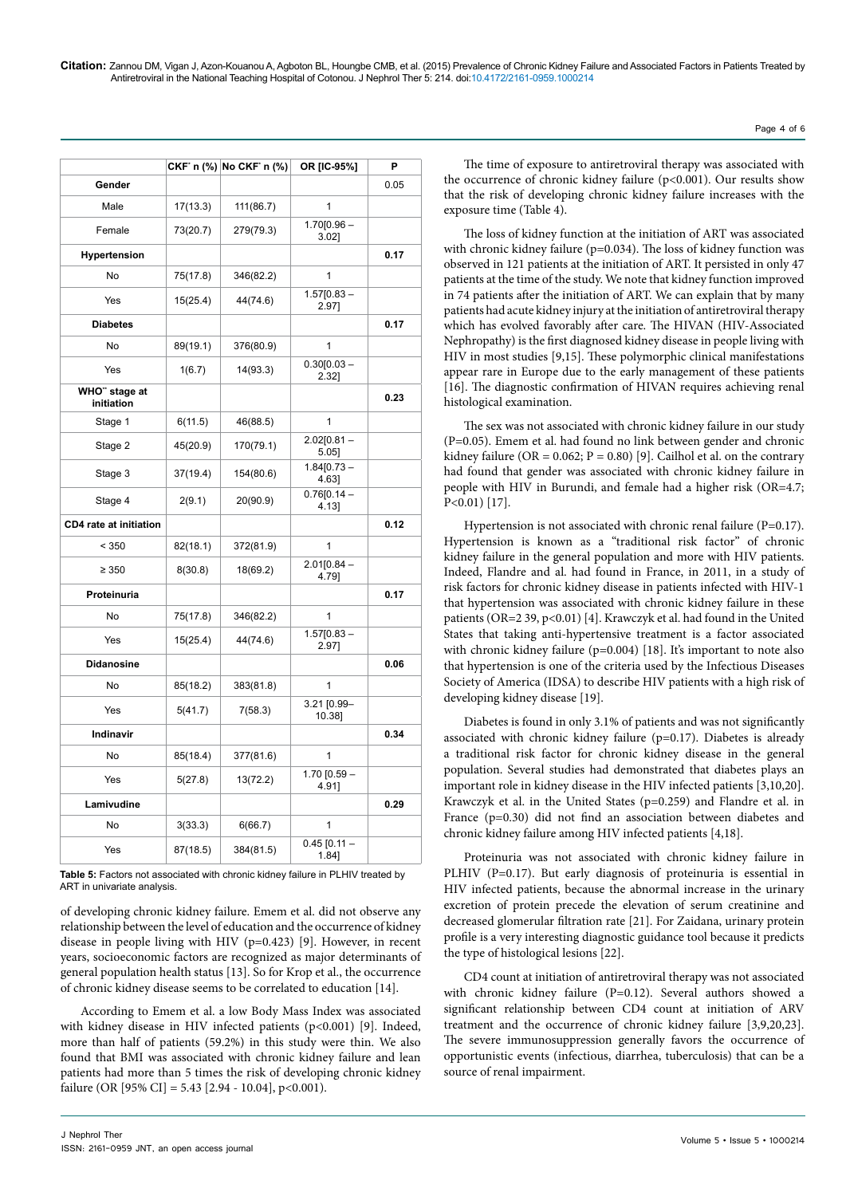| | CKF* n (%) | No CKF* n (%) | OR [IC-95%] | P |
|---|---|---|---|---|
| **Gender** | | | | 0.05 |
| Male | 17(13.3) | 111(86.7) | 1 | |
| Female | 73(20.7) | 279(79.3) | 1.70[0.96 – 3.02] | |
| **Hypertension** | | | | **0.17** |
| No | 75(17.8) | 346(82.2) | 1 | |
| Yes | 15(25.4) | 44(74.6) | 1.57[0.83 – 2.97] | |
| **Diabetes** | | | | **0.17** |
| No | 89(19.1) | 376(80.9) | 1 | |
| Yes | 1(6.7) | 14(93.3) | 0.30[0.03 – 2.32] | |
| **WHO** stage at initiation** | | | | **0.23** |
| Stage 1 | 6(11.5) | 46(88.5) | 1 | |
| Stage 2 | 45(20.9) | 170(79.1) | 2.02[0.81 – 5.05] | |
| Stage 3 | 37(19.4) | 154(80.6) | 1.84[0.73 – 4.63] | |
| Stage 4 | 2(9.1) | 20(90.9) | 0.76[0.14 – 4.13] | |
| **CD4 rate at initiation** | | | | **0.12** |
| < 350 | 82(18.1) | 372(81.9) | 1 | |
| ≥ 350 | 8(30.8) | 18(69.2) | 2.01[0.84 – 4.79] | |
| **Proteinuria** | | | | **0.17** |
| No | 75(17.8) | 346(82.2) | 1 | |
| Yes | 15(25.4) | 44(74.6) | 1.57[0.83 – 2.97] | |
| **Didanosine** | | | | **0.06** |
| No | 85(18.2) | 383(81.8) | 1 | |
| Yes | 5(41.7) | 7(58.3) | 3.21 [0.99– 10.38] | |
| **Indinavir** | | | | **0.34** |
| No | 85(18.4) | 377(81.6) | 1 | |
| Yes | 5(27.8) | 13(72.2) | 1.70 [0.59 – 4.91] | |
| **Lamivudine** | | | | **0.29** |
| No | 3(33.3) | 6(66.7) | 1 | |
| Yes | 87(18.5) | 384(81.5) | 0.45 [0.11 – 1.84] | |

**Table 5:** Factors not associated with chronic kidney failure in PLHIV treated by ART in univariate analysis.

of developing chronic kidney failure. Emem et al. did not observe any relationship between the level of education and the occurrence of kidney disease in people living with HIV (p=0.423) [9]. However, in recent years, socioeconomic factors are recognized as major determinants of general population health status [13]. So for Krop et al., the occurrence of chronic kidney disease seems to be correlated to education [14].

According to Emem et al. a low Body Mass Index was associated with kidney disease in HIV infected patients (p<0.001) [9]. Indeed, more than half of patients (59.2%) in this study were thin. We also found that BMI was associated with chronic kidney failure and lean patients had more than 5 times the risk of developing chronic kidney failure (OR [95% CI] = 5.43 [2.94 - 10.04], p<0.001).

The time of exposure to antiretroviral therapy was associated with the occurrence of chronic kidney failure (p<0.001). Our results show that the risk of developing chronic kidney failure increases with the exposure time (Table 4).

The loss of kidney function at the initiation of ART was associated with chronic kidney failure (p=0.034). The loss of kidney function was observed in 121 patients at the initiation of ART. It persisted in only 47 patients at the time of the study. We note that kidney function improved in 74 patients after the initiation of ART. We can explain that by many patients had acute kidney injury at the initiation of antiretroviral therapy which has evolved favorably after care. The HIVAN (HIV-Associated Nephropathy) is the first diagnosed kidney disease in people living with HIV in most studies [9,15]. These polymorphic clinical manifestations appear rare in Europe due to the early management of these patients [16]. The diagnostic confirmation of HIVAN requires achieving renal histological examination.

The sex was not associated with chronic kidney failure in our study (P=0.05). Emem et al. had found no link between gender and chronic kidney failure (OR = 0.062; P = 0.80) [9]. Cailhol et al. on the contrary had found that gender was associated with chronic kidney failure in people with HIV in Burundi, and female had a higher risk (OR=4.7; P<0.01) [17].

Hypertension is not associated with chronic renal failure (P=0.17). Hypertension is known as a "traditional risk factor" of chronic kidney failure in the general population and more with HIV patients. Indeed, Flandre and al. had found in France, in 2011, in a study of risk factors for chronic kidney disease in patients infected with HIV-1 that hypertension was associated with chronic kidney failure in these patients (OR=2 39, p<0.01) [4]. Krawczyk et al. had found in the United States that taking anti-hypertensive treatment is a factor associated with chronic kidney failure (p=0.004) [18]. It's important to note also that hypertension is one of the criteria used by the Infectious Diseases Society of America (IDSA) to describe HIV patients with a high risk of developing kidney disease [19].

Diabetes is found in only 3.1% of patients and was not significantly associated with chronic kidney failure (p=0.17). Diabetes is already a traditional risk factor for chronic kidney disease in the general population. Several studies had demonstrated that diabetes plays an important role in kidney disease in the HIV infected patients [3,10,20]. Krawczyk et al. in the United States (p=0.259) and Flandre et al. in France (p=0.30) did not find an association between diabetes and chronic kidney failure among HIV infected patients [4,18].

Proteinuria was not associated with chronic kidney failure in PLHIV (P=0.17). But early diagnosis of proteinuria is essential in HIV infected patients, because the abnormal increase in the urinary excretion of protein precede the elevation of serum creatinine and decreased glomerular filtration rate [21]. For Zaidana, urinary protein profile is a very interesting diagnostic guidance tool because it predicts the type of histological lesions [22].

CD4 count at initiation of antiretroviral therapy was not associated with chronic kidney failure (P=0.12). Several authors showed a significant relationship between CD4 count at initiation of ARV treatment and the occurrence of chronic kidney failure [3,9,20,23]. The severe immunosuppression generally favors the occurrence of opportunistic events (infectious, diarrhea, tuberculosis) that can be a source of renal impairment.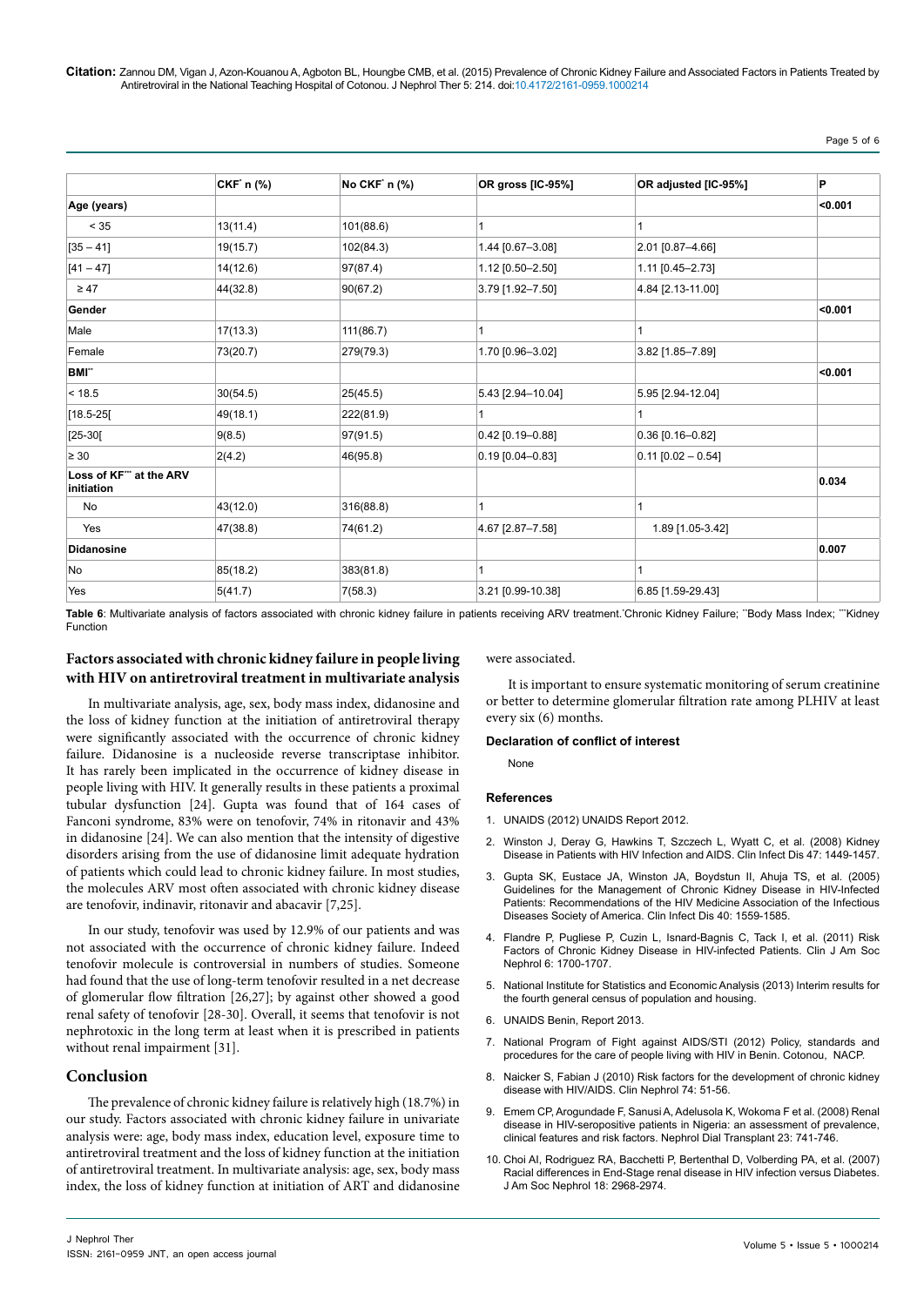| | CKF* n (%) | No CKF* n (%) | OR gross [IC-95%] | OR adjusted [IC-95%] | P |
|---|---|---|---|---|---|
| **Age (years)** | | | | | **<0.001** |
| < 35 | 13(11.4) | 101(88.6) | 1 | 1 | |
| [35 – 41] | 19(15.7) | 102(84.3) | 1.44 [0.67–3.08] | 2.01 [0.87–4.66] | |
| [41 – 47] | 14(12.6) | 97(87.4) | 1.12 [0.50–2.50] | 1.11 [0.45–2.73] | |
| ≥ 47 | 44(32.8) | 90(67.2) | 3.79 [1.92–7.50] | 4.84 [2.13-11.00] | |
| **Gender** | | | | | **<0.001** |
| Male | 17(13.3) | 111(86.7) | 1 | 1 | |
| Female | 73(20.7) | 279(79.3) | 1.70 [0.96–3.02] | 3.82 [1.85–7.89] | |
| **BMI**** | | | | | **<0.001** |
| < 18.5 | 30(54.5) | 25(45.5) | 5.43 [2.94–10.04] | 5.95 [2.94-12.04] | |
| [18.5-25[ | 49(18.1) | 222(81.9) | 1 | 1 | |
| [25-30[ | 9(8.5) | 97(91.5) | 0.42 [0.19–0.88] | 0.36 [0.16–0.82] | |
| ≥ 30 | 2(4.2) | 46(95.8) | 0.19 [0.04–0.83] | 0.11 [0.02 – 0.54] | |
| **Loss of KF*** at the ARV initiation** | | | | | **0.034** |
| No | 43(12.0) | 316(88.8) | 1 | 1 | |
| Yes | 47(38.8) | 74(61.2) | 4.67 [2.87–7.58] | 1.89 [1.05-3.42] | |
| **Didanosine** | | | | | **0.007** |
| No | 85(18.2) | 383(81.8) | 1 | 1 | |
| Yes | 5(41.7) | 7(58.3) | 3.21 [0.99-10.38] | 6.85 [1.59-29.43] | |

**Table 6**: Multivariate analysis of factors associated with chronic kidney failure in patients receiving ARV treatment.*Chronic Kidney Failure; **Body Mass Index; ***Kidney Function

## Factors associated with chronic kidney failure in people living with HIV on antiretroviral treatment in multivariate analysis

In multivariate analysis, age, sex, body mass index, didanosine and the loss of kidney function at the initiation of antiretroviral therapy were significantly associated with the occurrence of chronic kidney failure. Didanosine is a nucleoside reverse transcriptase inhibitor. It has rarely been implicated in the occurrence of kidney disease in people living with HIV. It generally results in these patients a proximal tubular dysfunction [24]. Gupta was found that of 164 cases of Fanconi syndrome, 83% were on tenofovir, 74% in ritonavir and 43% in didanosine [24]. We can also mention that the intensity of digestive disorders arising from the use of didanosine limit adequate hydration of patients which could lead to chronic kidney failure. In most studies, the molecules ARV most often associated with chronic kidney disease are tenofovir, indinavir, ritonavir and abacavir [7,25].

In our study, tenofovir was used by 12.9% of our patients and was not associated with the occurrence of chronic kidney failure. Indeed tenofovir molecule is controversial in numbers of studies. Someone had found that the use of long-term tenofovir resulted in a net decrease of glomerular flow filtration [26,27]; by against other showed a good renal safety of tenofovir [28-30]. Overall, it seems that tenofovir is not nephrotoxic in the long term at least when it is prescribed in patients without renal impairment [31].

## Conclusion

The prevalence of chronic kidney failure is relatively high (18.7%) in our study. Factors associated with chronic kidney failure in univariate analysis were: age, body mass index, education level, exposure time to antiretroviral treatment and the loss of kidney function at the initiation of antiretroviral treatment. In multivariate analysis: age, sex, body mass index, the loss of kidney function at initiation of ART and didanosine were associated.

It is important to ensure systematic monitoring of serum creatinine or better to determine glomerular filtration rate among PLHIV at least every six (6) months.

### Declaration of conflict of interest

None

### References

1. UNAIDS (2012) UNAIDS Report 2012.
2. Winston J, Deray G, Hawkins T, Szczech L, Wyatt C, et al. (2008) Kidney Disease in Patients with HIV Infection and AIDS. Clin Infect Dis 47: 1449-1457.
3. Gupta SK, Eustace JA, Winston JA, Boydstun II, Ahuja TS, et al. (2005) Guidelines for the Management of Chronic Kidney Disease in HIV-Infected Patients: Recommendations of the HIV Medicine Association of the Infectious Diseases Society of America. Clin Infect Dis 40: 1559-1585.
4. Flandre P, Pugliese P, Cuzin L, Isnard-Bagnis C, Tack I, et al. (2011) Risk Factors of Chronic Kidney Disease in HIV-infected Patients. Clin J Am Soc Nephrol 6: 1700-1707.
5. National Institute for Statistics and Economic Analysis (2013) Interim results for the fourth general census of population and housing.
6. UNAIDS Benin, Report 2013.
7. National Program of Fight against AIDS/STI (2012) Policy, standards and procedures for the care of people living with HIV in Benin. Cotonou, NACP.
8. Naicker S, Fabian J (2010) Risk factors for the development of chronic kidney disease with HIV/AIDS. Clin Nephrol 74: 51-56.
9. Emem CP, Arogundade F, Sanusi A, Adelusola K, Wokoma F et al. (2008) Renal disease in HIV-seropositive patients in Nigeria: an assessment of prevalence, clinical features and risk factors. Nephrol Dial Transplant 23: 741-746.
10. Choi AI, Rodriguez RA, Bacchetti P, Bertenthal D, Volberding PA, et al. (2007) Racial differences in End-Stage renal disease in HIV infection versus Diabetes. J Am Soc Nephrol 18: 2968-2974.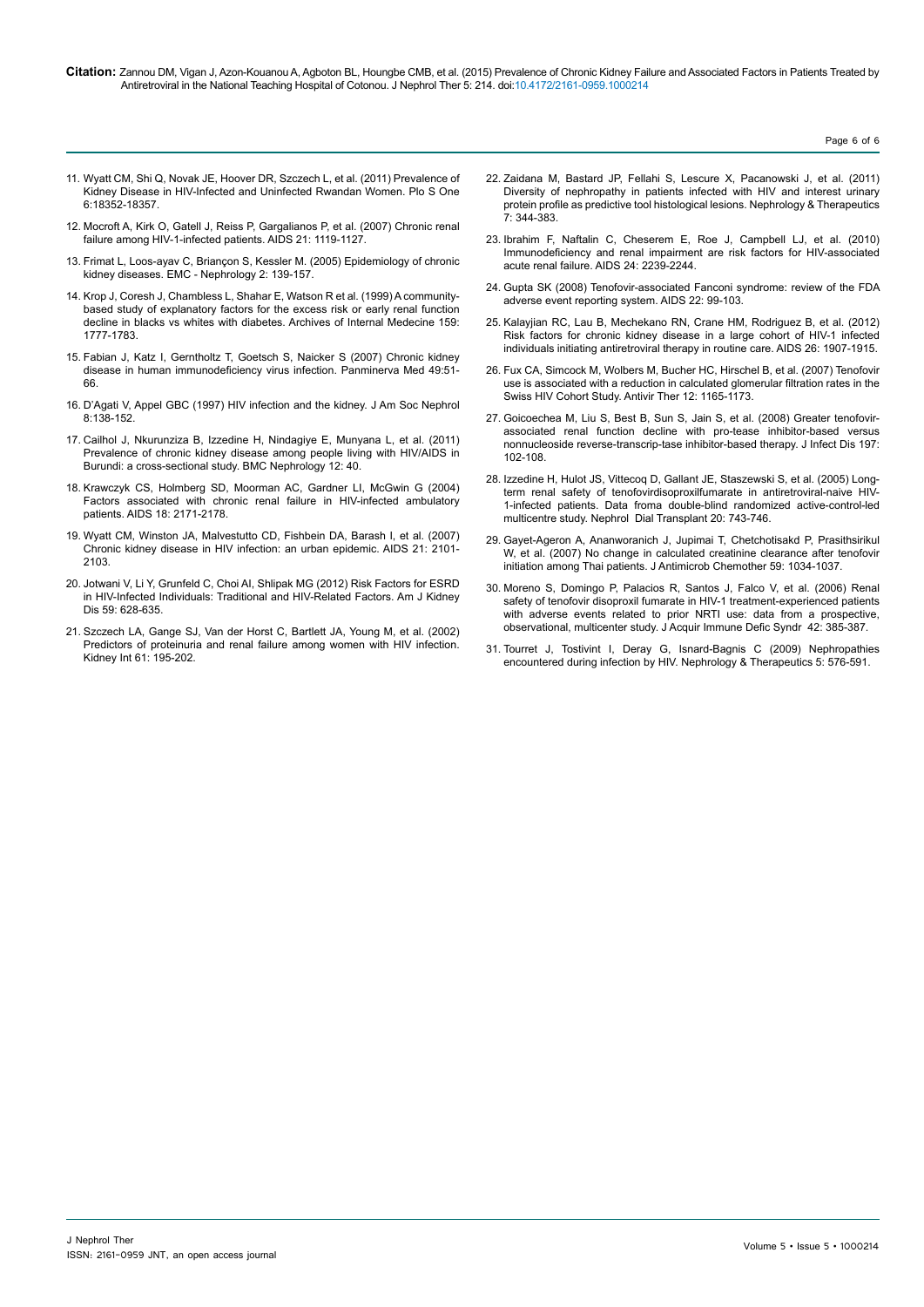11. Wyatt CM, Shi Q, Novak JE, Hoover DR, Szczech L, et al. (2011) Prevalence of Kidney Disease in HIV-Infected and Uninfected Rwandan Women. Plo S One 6:18352-18357.

12. Mocroft A, Kirk O, Gatell J, Reiss P, Gargalianos P, et al. (2007) Chronic renal failure among HIV-1-infected patients. AIDS 21: 1119-1127.

13. Frimat L, Loos-ayav C, Briançon S, Kessler M. (2005) Epidemiology of chronic kidney diseases. EMC - Nephrology 2: 139-157.

14. Krop J, Coresh J, Chambless L, Shahar E, Watson R et al. (1999) A community-based study of explanatory factors for the excess risk or early renal function decline in blacks vs whites with diabetes. Archives of Internal Medecine 159: 1777-1783.

15. Fabian J, Katz I, Gerntholtz T, Goetsch S, Naicker S (2007) Chronic kidney disease in human immunodeficiency virus infection. Panminerva Med 49:51-66.

16. D'Agati V, Appel GBC (1997) HIV infection and the kidney. J Am Soc Nephrol 8:138-152.

17. Cailhol J, Nkurunziza B, Izzedine H, Nindagiye E, Munyana L, et al. (2011) Prevalence of chronic kidney disease among people living with HIV/AIDS in Burundi: a cross-sectional study. BMC Nephrology 12: 40.

18. Krawczyk CS, Holmberg SD, Moorman AC, Gardner LI, McGwin G (2004) Factors associated with chronic renal failure in HIV-infected ambulatory patients. AIDS 18: 2171-2178.

19. Wyatt CM, Winston JA, Malvestutto CD, Fishbein DA, Barash I, et al. (2007) Chronic kidney disease in HIV infection: an urban epidemic. AIDS 21: 2101-2103.

20. Jotwani V, Li Y, Grunfeld C, Choi AI, Shlipak MG (2012) Risk Factors for ESRD in HIV-Infected Individuals: Traditional and HIV-Related Factors. Am J Kidney Dis 59: 628-635.

21. Szczech LA, Gange SJ, Van der Horst C, Bartlett JA, Young M, et al. (2002) Predictors of proteinuria and renal failure among women with HIV infection. Kidney Int 61: 195-202.

22. Zaidana M, Bastard JP, Fellahi S, Lescure X, Pacanowski J, et al. (2011) Diversity of nephropathy in patients infected with HIV and interest urinary protein profile as predictive tool histological lesions. Nephrology & Therapeutics 7: 344-383.

23. Ibrahim F, Naftalin C, Cheserem E, Roe J, Campbell LJ, et al. (2010) Immunodeficiency and renal impairment are risk factors for HIV-associated acute renal failure. AIDS 24: 2239-2244.

24. Gupta SK (2008) Tenofovir-associated Fanconi syndrome: review of the FDA adverse event reporting system. AIDS 22: 99-103.

25. Kalayjian RC, Lau B, Mechekano RN, Crane HM, Rodriguez B, et al. (2012) Risk factors for chronic kidney disease in a large cohort of HIV-1 infected individuals initiating antiretroviral therapy in routine care. AIDS 26: 1907-1915.

26. Fux CA, Simcock M, Wolbers M, Bucher HC, Hirschel B, et al. (2007) Tenofovir use is associated with a reduction in calculated glomerular filtration rates in the Swiss HIV Cohort Study. Antivir Ther 12: 1165-1173.

27. Goicoechea M, Liu S, Best B, Sun S, Jain S, et al. (2008) Greater tenofovir-associated renal function decline with pro-tease inhibitor-based versus nonnucleoside reverse-transcrip-tase inhibitor-based therapy. J Infect Dis 197: 102-108.

28. Izzedine H, Hulot JS, Vittecoq D, Gallant JE, Staszewski S, et al. (2005) Long-term renal safety of tenofovirdisoproxilfumarate in antiretroviral-naive HIV-1-infected patients. Data froma double-blind randomized active-control-led multicentre study. Nephrol Dial Transplant 20: 743-746.

29. Gayet-Ageron A, Ananworanich J, Jupimai T, Chetchotisakd P, Prasithsirikul W, et al. (2007) No change in calculated creatinine clearance after tenofovir initiation among Thai patients. J Antimicrob Chemother 59: 1034-1037.

30. Moreno S, Domingo P, Palacios R, Santos J, Falco V, et al. (2006) Renal safety of tenofovir disoproxil fumarate in HIV-1 treatment-experienced patients with adverse events related to prior NRTI use: data from a prospective, observational, multicenter study. J Acquir Immune Defic Syndr 42: 385-387.

31. Tourret J, Tostivint I, Deray G, Isnard-Bagnis C (2009) Nephropathies encountered during infection by HIV. Nephrology & Therapeutics 5: 576-591.